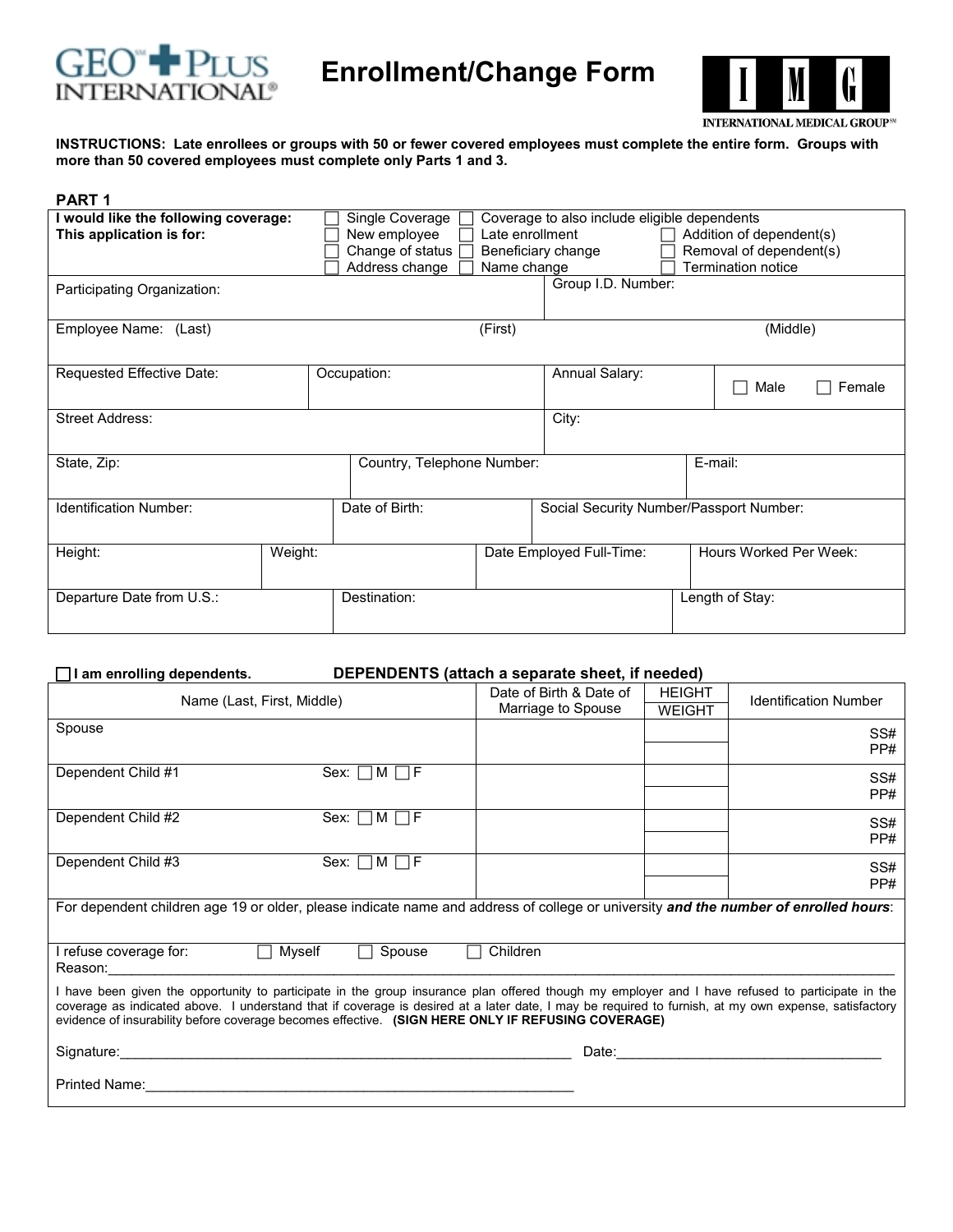GEO℠ PLUS INTERNATIONAL®

# Enrollment/Change Form

IMG INTERNATIONAL MEDICAL GROUP℠

**INSTRUCTIONS: Late enrollees or groups with 50 or fewer covered employees must complete the entire form. Groups with more than 50 covered employees must complete only Parts 1 and 3.**

## PART 1

| **I would like the following coverage:** | ☐ Single Coverage | ☐ Coverage to also include eligible dependents | |
|---|---|---|---|
| **This application is for:** | ☐ New employee | ☐ Late enrollment | ☐ Addition of dependent(s) |
| | ☐ Change of status | ☐ Beneficiary change | ☐ Removal of dependent(s) |
| | ☐ Address change | ☐ Name change | ☐ Termination notice |

| Participating Organization: | Group I.D. Number: |
|---|---|

| Employee Name: (Last) | (First) | (Middle) |
|---|---|---|

| Requested Effective Date: | Occupation: | Annual Salary: | ☐ Male ☐ Female |
|---|---|---|---|

| Street Address: | City: |
|---|---|

| State, Zip: | Country, Telephone Number: | E-mail: |
|---|---|---|

| Identification Number: | Date of Birth: | Social Security Number/Passport Number: |
|---|---|---|

| Height: | Weight: | Date Employed Full-Time: | Hours Worked Per Week: |
|---|---|---|---|

| Departure Date from U.S.: | Destination: | Length of Stay: |
|---|---|---|

☐ **I am enrolling dependents.** **DEPENDENTS (attach a separate sheet, if needed)**

| Name (Last, First, Middle) | Date of Birth & Date of Marriage to Spouse | HEIGHT / WEIGHT | Identification Number |
|---|---|---|---|
| Spouse | | | SS# PP# |
| Dependent Child #1 Sex: ☐ M ☐ F | | | SS# PP# |
| Dependent Child #2 Sex: ☐ M ☐ F | | | SS# PP# |
| Dependent Child #3 Sex: ☐ M ☐ F | | | SS# PP# |

For dependent children age 19 or older, please indicate name and address of college or university ***and the number of enrolled hours***:

I refuse coverage for: ☐ Myself ☐ Spouse ☐ Children

Reason:\_\_\_\_\_\_\_\_\_\_\_\_\_\_\_\_\_\_\_\_\_\_\_\_\_\_\_\_\_\_\_\_\_\_\_\_\_\_\_\_\_\_\_\_\_\_\_\_\_\_\_\_\_\_\_\_\_\_\_\_

I have been given the opportunity to participate in the group insurance plan offered though my employer and I have refused to participate in the coverage as indicated above. I understand that if coverage is desired at a later date, I may be required to furnish, at my own expense, satisfactory evidence of insurability before coverage becomes effective. **(SIGN HERE ONLY IF REFUSING COVERAGE)**

Signature:\_\_\_\_\_\_\_\_\_\_\_\_\_\_\_\_\_\_\_\_\_\_\_\_\_\_\_\_\_\_\_\_\_\_\_\_\_\_\_\_\_\_\_\_ Date:\_\_\_\_\_\_\_\_\_\_\_\_\_\_\_\_\_\_\_\_\_\_\_\_\_\_\_\_

Printed Name:\_\_\_\_\_\_\_\_\_\_\_\_\_\_\_\_\_\_\_\_\_\_\_\_\_\_\_\_\_\_\_\_\_\_\_\_\_\_\_\_\_\_\_\_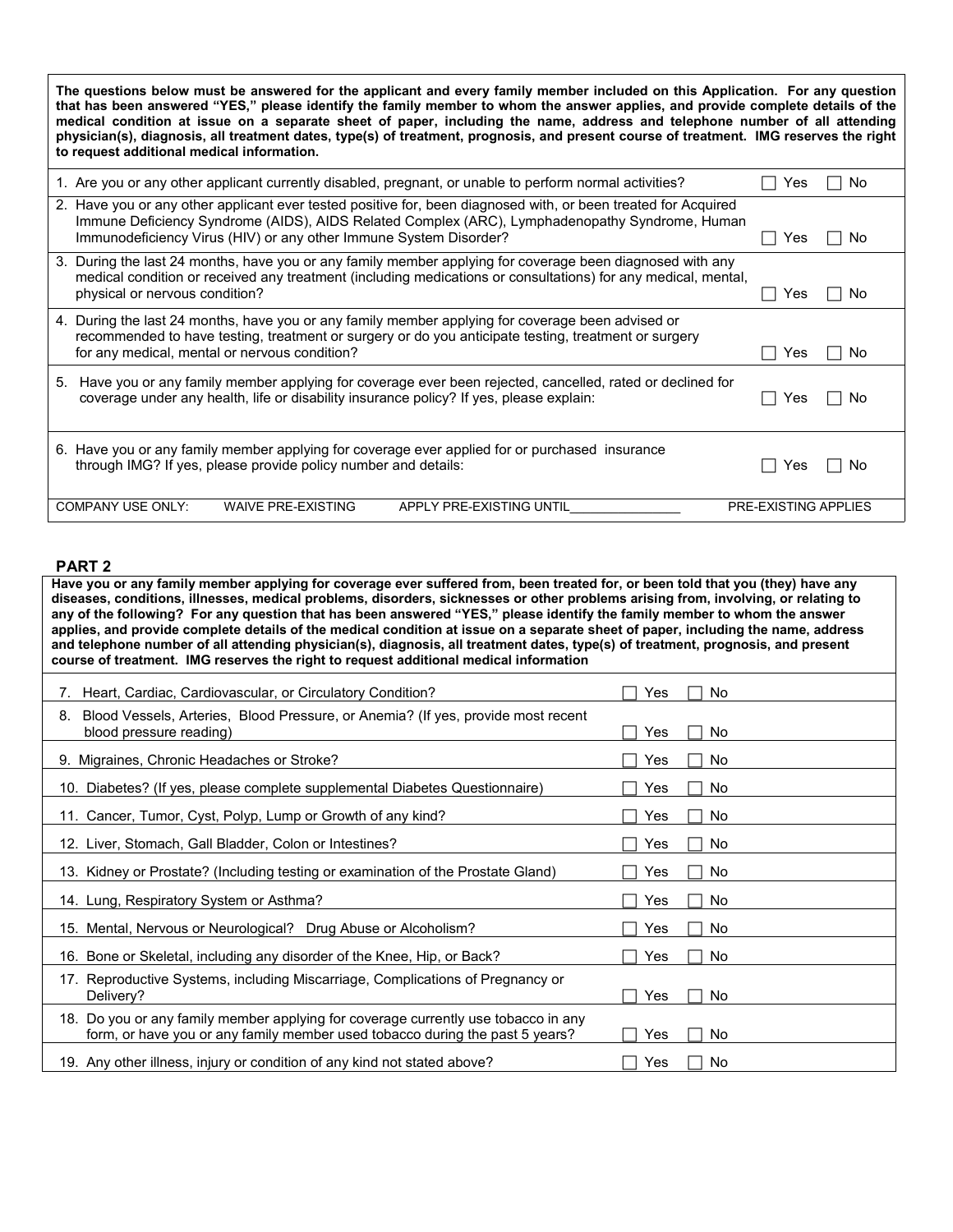**The questions below must be answered for the applicant and every family member included on this Application. For any question that has been answered "YES," please identify the family member to whom the answer applies, and provide complete details of the medical condition at issue on a separate sheet of paper, including the name, address and telephone number of all attending physician(s), diagnosis, all treatment dates, type(s) of treatment, prognosis, and present course of treatment. IMG reserves the right to request additional medical information.**

| Question | Yes | No |
|---|---|---|
| 1. Are you or any other applicant currently disabled, pregnant, or unable to perform normal activities? | ☐ Yes | ☐ No |
| 2. Have you or any other applicant ever tested positive for, been diagnosed with, or been treated for Acquired Immune Deficiency Syndrome (AIDS), AIDS Related Complex (ARC), Lymphadenopathy Syndrome, Human Immunodeficiency Virus (HIV) or any other Immune System Disorder? | ☐ Yes | ☐ No |
| 3. During the last 24 months, have you or any family member applying for coverage been diagnosed with any medical condition or received any treatment (including medications or consultations) for any medical, mental, physical or nervous condition? | ☐ Yes | ☐ No |
| 4. During the last 24 months, have you or any family member applying for coverage been advised or recommended to have testing, treatment or surgery or do you anticipate testing, treatment or surgery for any medical, mental or nervous condition? | ☐ Yes | ☐ No |
| 5. Have you or any family member applying for coverage ever been rejected, cancelled, rated or declined for coverage under any health, life or disability insurance policy? If yes, please explain: | ☐ Yes | ☐ No |
| 6. Have you or any family member applying for coverage ever applied for or purchased insurance through IMG? If yes, please provide policy number and details: | ☐ Yes | ☐ No |

COMPANY USE ONLY: WAIVE PRE-EXISTING APPLY PRE-EXISTING UNTIL________________ PRE-EXISTING APPLIES

## PART 2

**Have you or any family member applying for coverage ever suffered from, been treated for, or been told that you (they) have any diseases, conditions, illnesses, medical problems, disorders, sicknesses or other problems arising from, involving, or relating to any of the following? For any question that has been answered "YES," please identify the family member to whom the answer applies, and provide complete details of the medical condition at issue on a separate sheet of paper, including the name, address and telephone number of all attending physician(s), diagnosis, all treatment dates, type(s) of treatment, prognosis, and present course of treatment. IMG reserves the right to request additional medical information**

| Question | Yes | No |
|---|---|---|
| 7. Heart, Cardiac, Cardiovascular, or Circulatory Condition? | ☐ Yes | ☐ No |
| 8. Blood Vessels, Arteries, Blood Pressure, or Anemia? (If yes, provide most recent blood pressure reading) | ☐ Yes | ☐ No |
| 9. Migraines, Chronic Headaches or Stroke? | ☐ Yes | ☐ No |
| 10. Diabetes? (If yes, please complete supplemental Diabetes Questionnaire) | ☐ Yes | ☐ No |
| 11. Cancer, Tumor, Cyst, Polyp, Lump or Growth of any kind? | ☐ Yes | ☐ No |
| 12. Liver, Stomach, Gall Bladder, Colon or Intestines? | ☐ Yes | ☐ No |
| 13. Kidney or Prostate? (Including testing or examination of the Prostate Gland) | ☐ Yes | ☐ No |
| 14. Lung, Respiratory System or Asthma? | ☐ Yes | ☐ No |
| 15. Mental, Nervous or Neurological? Drug Abuse or Alcoholism? | ☐ Yes | ☐ No |
| 16. Bone or Skeletal, including any disorder of the Knee, Hip, or Back? | ☐ Yes | ☐ No |
| 17. Reproductive Systems, including Miscarriage, Complications of Pregnancy or Delivery? | ☐ Yes | ☐ No |
| 18. Do you or any family member applying for coverage currently use tobacco in any form, or have you or any family member used tobacco during the past 5 years? | ☐ Yes | ☐ No |
| 19. Any other illness, injury or condition of any kind not stated above? | ☐ Yes | ☐ No |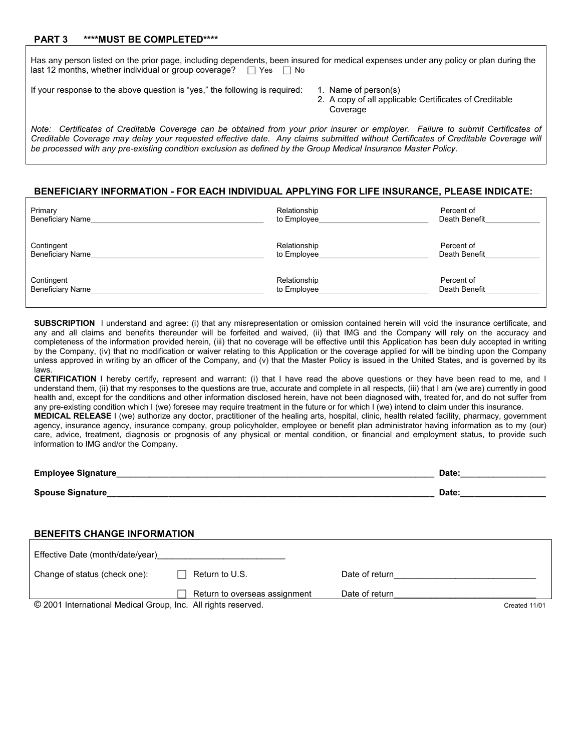## PART 3 \*\*\*\*MUST BE COMPLETED\*\*\*\*

Has any person listed on the prior page, including dependents, been insured for medical expenses under any policy or plan during the last 12 months, whether individual or group coverage? ☐ Yes ☐ No

If your response to the above question is "yes," the following is required:

1. Name of person(s)
2. A copy of all applicable Certificates of Creditable Coverage

*Note: Certificates of Creditable Coverage can be obtained from your prior insurer or employer. Failure to submit Certificates of Creditable Coverage may delay your requested effective date. Any claims submitted without Certificates of Creditable Coverage will be processed with any pre-existing condition exclusion as defined by the Group Medical Insurance Master Policy.*

## BENEFICIARY INFORMATION - FOR EACH INDIVIDUAL APPLYING FOR LIFE INSURANCE, PLEASE INDICATE:

| | | |
|---|---|---|
| Primary Beneficiary Name\_\_\_\_\_\_\_\_\_\_\_\_\_\_\_\_\_\_\_\_ | Relationship to Employee\_\_\_\_\_\_\_\_\_\_\_\_\_\_ | Percent of Death Benefit\_\_\_\_\_\_\_\_ |
| Contingent Beneficiary Name\_\_\_\_\_\_\_\_\_\_\_\_\_\_\_\_\_\_\_\_ | Relationship to Employee\_\_\_\_\_\_\_\_\_\_\_\_\_\_ | Percent of Death Benefit\_\_\_\_\_\_\_\_ |
| Contingent Beneficiary Name\_\_\_\_\_\_\_\_\_\_\_\_\_\_\_\_\_\_\_\_ | Relationship to Employee\_\_\_\_\_\_\_\_\_\_\_\_\_\_ | Percent of Death Benefit\_\_\_\_\_\_\_\_ |

**SUBSCRIPTION** I understand and agree: (i) that any misrepresentation or omission contained herein will void the insurance certificate, and any and all claims and benefits thereunder will be forfeited and waived, (ii) that IMG and the Company will rely on the accuracy and completeness of the information provided herein, (iii) that no coverage will be effective until this Application has been duly accepted in writing by the Company, (iv) that no modification or waiver relating to this Application or the coverage applied for will be binding upon the Company unless approved in writing by an officer of the Company, and (v) that the Master Policy is issued in the United States, and is governed by its laws.

**CERTIFICATION** I hereby certify, represent and warrant: (i) that I have read the above questions or they have been read to me, and I understand them, (ii) that my responses to the questions are true, accurate and complete in all respects, (iii) that I am (we are) currently in good health and, except for the conditions and other information disclosed herein, have not been diagnosed with, treated for, and do not suffer from any pre-existing condition which I (we) foresee may require treatment in the future or for which I (we) intend to claim under this insurance.

**MEDICAL RELEASE** I (we) authorize any doctor, practitioner of the healing arts, hospital, clinic, health related facility, pharmacy, government agency, insurance agency, insurance company, group policyholder, employee or benefit plan administrator having information as to my (our) care, advice, treatment, diagnosis or prognosis of any physical or mental condition, or financial and employment status, to provide such information to IMG and/or the Company.

**Employee Signature**\_\_\_\_\_\_\_\_\_\_\_\_\_\_\_\_\_\_\_\_\_\_\_\_\_\_\_\_\_\_\_\_\_\_\_\_\_\_\_\_ **Date:**\_\_\_\_\_\_\_\_\_\_\_\_\_\_

**Spouse Signature**\_\_\_\_\_\_\_\_\_\_\_\_\_\_\_\_\_\_\_\_\_\_\_\_\_\_\_\_\_\_\_\_\_\_\_\_\_\_\_\_ **Date:**\_\_\_\_\_\_\_\_\_\_\_\_\_\_

## BENEFITS CHANGE INFORMATION

Effective Date (month/date/year)\_\_\_\_\_\_\_\_\_\_\_\_\_\_\_\_\_\_\_\_

| | | |
|---|---|---|
| Change of status (check one): | ☐ Return to U.S. | Date of return\_\_\_\_\_\_\_\_\_\_\_\_\_\_\_\_\_\_\_\_ |
| | ☐ Return to overseas assignment | Date of return\_\_\_\_\_\_\_\_\_\_\_\_\_\_\_\_\_\_\_\_ |

© 2001 International Medical Group, Inc. All rights reserved. Created 11/01